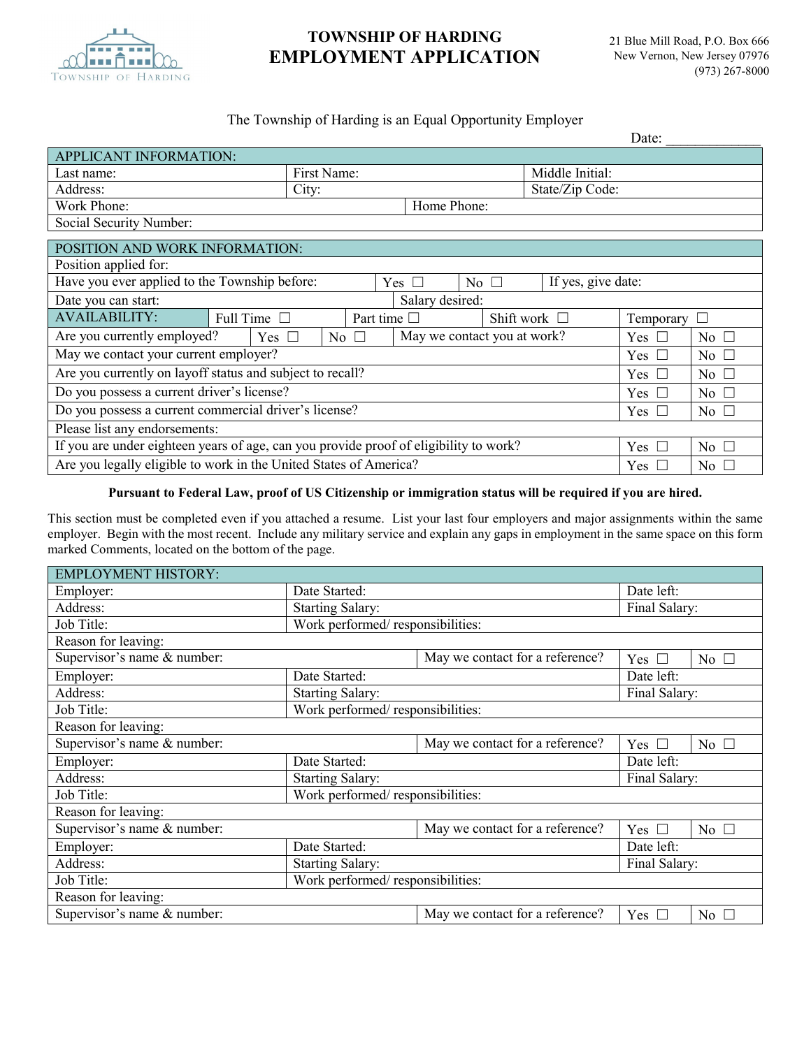# TOWNSHIP OF HARDING
# EMPLOYMENT APPLICATION

21 Blue Mill Road, P.O. Box 666
New Vernon, New Jersey 07976
(973) 267-8000

The Township of Harding is an Equal Opportunity Employer

Date: ____________

| APPLICANT INFORMATION: | | |
|---|---|---|
| Last name: | First Name: | Middle Initial: |
| Address: | City: | State/Zip Code: |
| Work Phone: | Home Phone: | |
| Social Security Number: | | |

| POSITION AND WORK INFORMATION: | | | | | | |
|---|---|---|---|---|---|---|
| Position applied for: | | | | | | |
| Have you ever applied to the Township before: | Yes ☐ | No ☐ | If yes, give date: | | | |
| Date you can start: | | | Salary desired: | | | |
| AVAILABILITY: | Full Time ☐ | Part time ☐ | Shift work ☐ | Temporary ☐ | | |
| Are you currently employed? | Yes ☐ | No ☐ | May we contact you at work? | | Yes ☐ | No ☐ |
| May we contact your current employer? | | | | | Yes ☐ | No ☐ |
| Are you currently on layoff status and subject to recall? | | | | | Yes ☐ | No ☐ |
| Do you possess a current driver's license? | | | | | Yes ☐ | No ☐ |
| Do you possess a current commercial driver's license? | | | | | Yes ☐ | No ☐ |
| Please list any endorsements: | | | | | | |
| If you are under eighteen years of age, can you provide proof of eligibility to work? | | | | | Yes ☐ | No ☐ |
| Are you legally eligible to work in the United States of America? | | | | | Yes ☐ | No ☐ |

**Pursuant to Federal Law, proof of US Citizenship or immigration status will be required if you are hired.**

This section must be completed even if you attached a resume. List your last four employers and major assignments within the same employer. Begin with the most recent. Include any military service and explain any gaps in employment in the same space on this form marked Comments, located on the bottom of the page.

| EMPLOYMENT HISTORY: | | | | |
|---|---|---|---|---|
| Employer: | Date Started: | | Date left: | |
| Address: | Starting Salary: | | Final Salary: | |
| Job Title: | Work performed/ responsibilities: | | | |
| Reason for leaving: | | | | |
| Supervisor's name & number: | | May we contact for a reference? | Yes ☐ | No ☐ |
| Employer: | Date Started: | | Date left: | |
| Address: | Starting Salary: | | Final Salary: | |
| Job Title: | Work performed/ responsibilities: | | | |
| Reason for leaving: | | | | |
| Supervisor's name & number: | | May we contact for a reference? | Yes ☐ | No ☐ |
| Employer: | Date Started: | | Date left: | |
| Address: | Starting Salary: | | Final Salary: | |
| Job Title: | Work performed/ responsibilities: | | | |
| Reason for leaving: | | | | |
| Supervisor's name & number: | | May we contact for a reference? | Yes ☐ | No ☐ |
| Employer: | Date Started: | | Date left: | |
| Address: | Starting Salary: | | Final Salary: | |
| Job Title: | Work performed/ responsibilities: | | | |
| Reason for leaving: | | | | |
| Supervisor's name & number: | | May we contact for a reference? | Yes ☐ | No ☐ |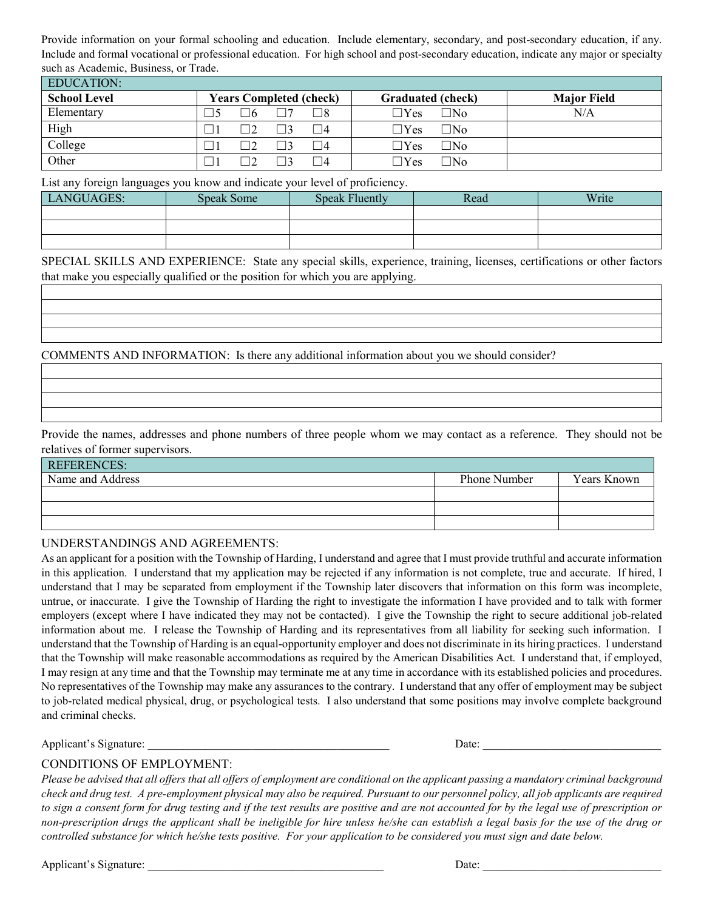Provide information on your formal schooling and education. Include elementary, secondary, and post-secondary education, if any. Include and formal vocational or professional education. For high school and post-secondary education, indicate any major or specialty such as Academic, Business, or Trade.

| EDUCATION: | | | |
|---|---|---|---|
| **School Level** | **Years Completed (check)** | **Graduated (check)** | **Major Field** |
| Elementary | ☐5 ☐6 ☐7 ☐8 | ☐Yes ☐No | N/A |
| High | ☐1 ☐2 ☐3 ☐4 | ☐Yes ☐No | |
| College | ☐1 ☐2 ☐3 ☐4 | ☐Yes ☐No | |
| Other | ☐1 ☐2 ☐3 ☐4 | ☐Yes ☐No | |

List any foreign languages you know and indicate your level of proficiency.

| LANGUAGES: | Speak Some | Speak Fluently | Read | Write |
|---|---|---|---|---|
| | | | | |
| | | | | |
| | | | | |

SPECIAL SKILLS AND EXPERIENCE: State any special skills, experience, training, licenses, certifications or other factors that make you especially qualified or the position for which you are applying.

| |
|---|
| |
| |
| |
| |

COMMENTS AND INFORMATION: Is there any additional information about you we should consider?

| |
|---|
| |
| |
| |
| |

Provide the names, addresses and phone numbers of three people whom we may contact as a reference. They should not be relatives of former supervisors.

| REFERENCES: | | |
|---|---|---|
| Name and Address | Phone Number | Years Known |
| | | |
| | | |
| | | |

UNDERSTANDINGS AND AGREEMENTS:

As an applicant for a position with the Township of Harding, I understand and agree that I must provide truthful and accurate information in this application. I understand that my application may be rejected if any information is not complete, true and accurate. If hired, I understand that I may be separated from employment if the Township later discovers that information on this form was incomplete, untrue, or inaccurate. I give the Township of Harding the right to investigate the information I have provided and to talk with former employers (except where I have indicated they may not be contacted). I give the Township the right to secure additional job-related information about me. I release the Township of Harding and its representatives from all liability for seeking such information. I understand that the Township of Harding is an equal-opportunity employer and does not discriminate in its hiring practices. I understand that the Township will make reasonable accommodations as required by the American Disabilities Act. I understand that, if employed, I may resign at any time and that the Township may terminate me at any time in accordance with its established policies and procedures. No representatives of the Township may make any assurances to the contrary. I understand that any offer of employment may be subject to job-related medical physical, drug, or psychological tests. I also understand that some positions may involve complete background and criminal checks.

Applicant's Signature: ____________________________________________ Date: ________________________________

CONDITIONS OF EMPLOYMENT:

*Please be advised that all offers that all offers of employment are conditional on the applicant passing a mandatory criminal background check and drug test. A pre-employment physical may also be required. Pursuant to our personnel policy, all job applicants are required to sign a consent form for drug testing and if the test results are positive and are not accounted for by the legal use of prescription or non-prescription drugs the applicant shall be ineligible for hire unless he/she can establish a legal basis for the use of the drug or controlled substance for which he/she tests positive. For your application to be considered you must sign and date below.*

Applicant's Signature: ____________________________________________ Date: ________________________________